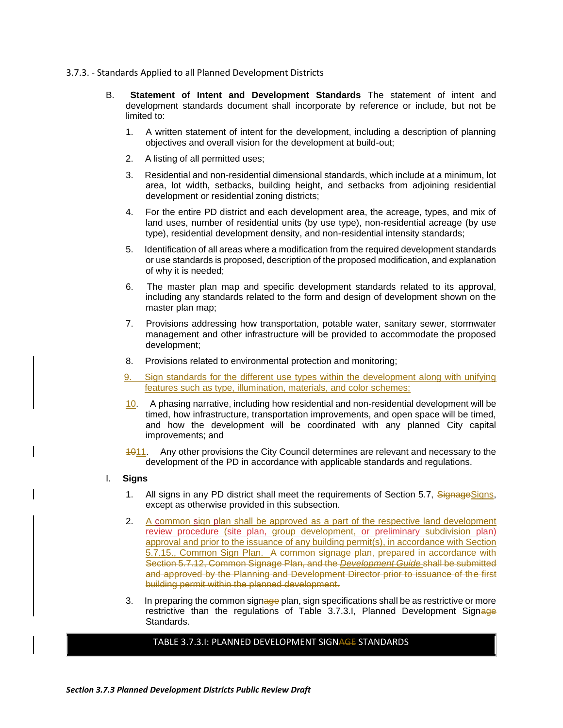3.7.3. - Standards Applied to all Planned Development Districts

B. **Statement of Intent and Development Standards** The statement of intent and development standards document shall incorporate by reference or include, but not be limited to:

1. A written statement of intent for the development, including a description of planning objectives and overall vision for the development at build-out;

2. A listing of all permitted uses;

3. Residential and non-residential dimensional standards, which include at a minimum, lot area, lot width, setbacks, building height, and setbacks from adjoining residential development or residential zoning districts;

4. For the entire PD district and each development area, the acreage, types, and mix of land uses, number of residential units (by use type), non-residential acreage (by use type), residential development density, and non-residential intensity standards;

5. Identification of all areas where a modification from the required development standards or use standards is proposed, description of the proposed modification, and explanation of why it is needed;

6. The master plan map and specific development standards related to its approval, including any standards related to the form and design of development shown on the master plan map;

7. Provisions addressing how transportation, potable water, sanitary sewer, stormwater management and other infrastructure will be provided to accommodate the proposed development;

8. Provisions related to environmental protection and monitoring;

9. Sign standards for the different use types within the development along with unifying features such as type, illumination, materials, and color schemes;

10. A phasing narrative, including how residential and non-residential development will be timed, how infrastructure, transportation improvements, and open space will be timed, and how the development will be coordinated with any planned City capital improvements; and

~~10~~11. Any other provisions the City Council determines are relevant and necessary to the development of the PD in accordance with applicable standards and regulations.

I. **Signs**

1. All signs in any PD district shall meet the requirements of Section 5.7, ~~Signage~~Signs, except as otherwise provided in this subsection.

2. A common sign plan shall be approved as a part of the respective land development review procedure (site plan, group development, or preliminary subdivision plan) approval and prior to the issuance of any building permit(s), in accordance with Section 5.7.15., Common Sign Plan. ~~A common signage plan, prepared in accordance with Section 5.7.12, Common Signage Plan, and the *Development Guide* shall be submitted and approved by the Planning and Development Director prior to issuance of the first building permit within the planned development.~~

3. In preparing the common sign~~age~~ plan, sign specifications shall be as restrictive or more restrictive than the regulations of Table 3.7.3.I, Planned Development Sign~~age~~ Standards.

| TABLE 3.7.3.I: PLANNED DEVELOPMENT SIGN~~AGE~~ STANDARDS |
|---|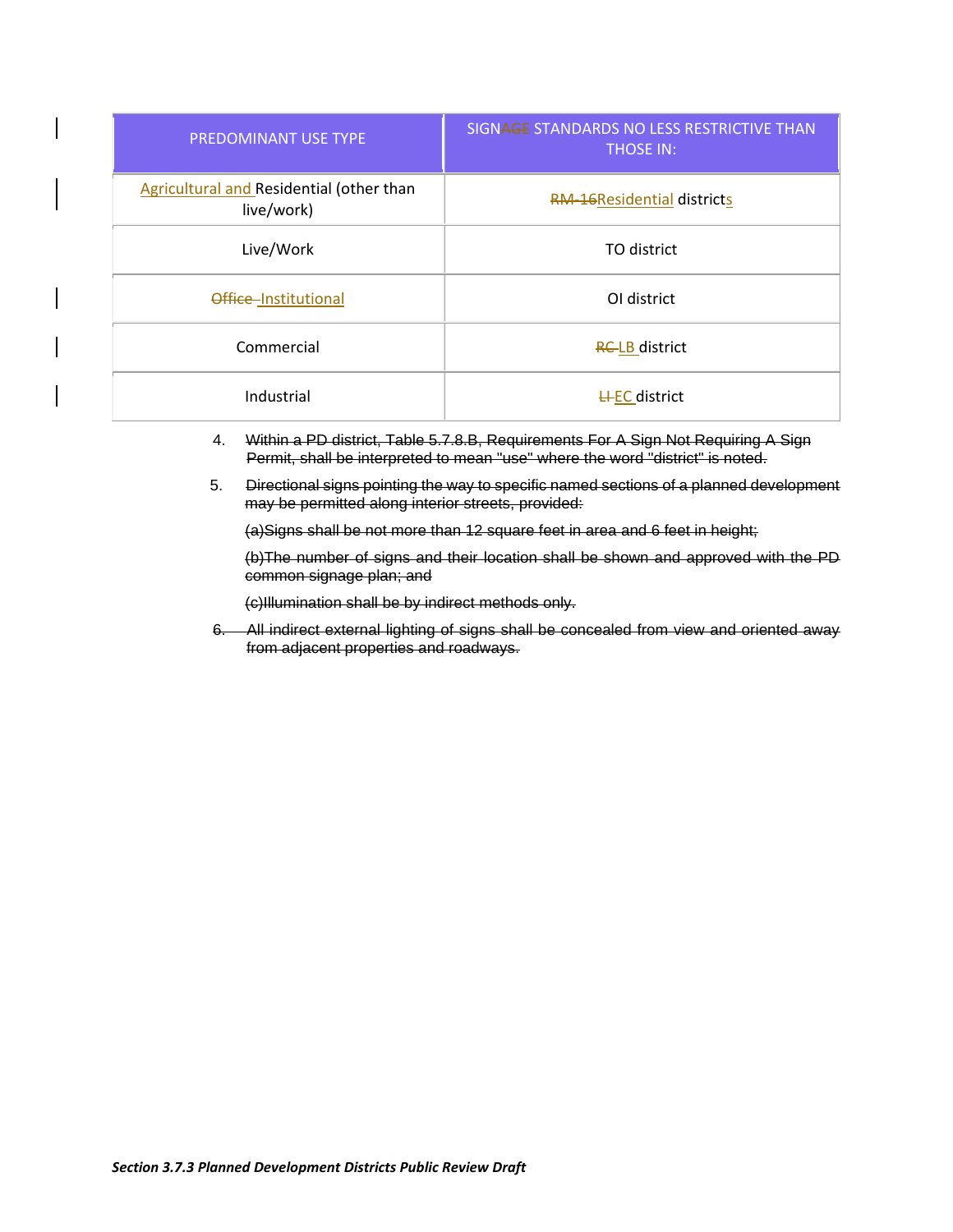| PREDOMINANT USE TYPE | SIGN~~AGE~~ STANDARDS NO LESS RESTRICTIVE THAN THOSE IN: |
|---|---|
| Agricultural and Residential (other than live/work) | ~~RM-16~~Residential districts |
| Live/Work | TO district |
| ~~Office~~ Institutional | OI district |
| Commercial | ~~RC~~ LB district |
| Industrial | ~~LI~~ EC district |

4. ~~Within a PD district, Table 5.7.8.B, Requirements For A Sign Not Requiring A Sign Permit, shall be interpreted to mean "use" where the word "district" is noted.~~

5. ~~Directional signs pointing the way to specific named sections of a planned development may be permitted along interior streets, provided:~~

   ~~(a)Signs shall be not more than 12 square feet in area and 6 feet in height;~~

   ~~(b)The number of signs and their location shall be shown and approved with the PD common signage plan; and~~

   ~~(c)Illumination shall be by indirect methods only.~~

6. ~~All indirect external lighting of signs shall be concealed from view and oriented away from adjacent properties and roadways.~~